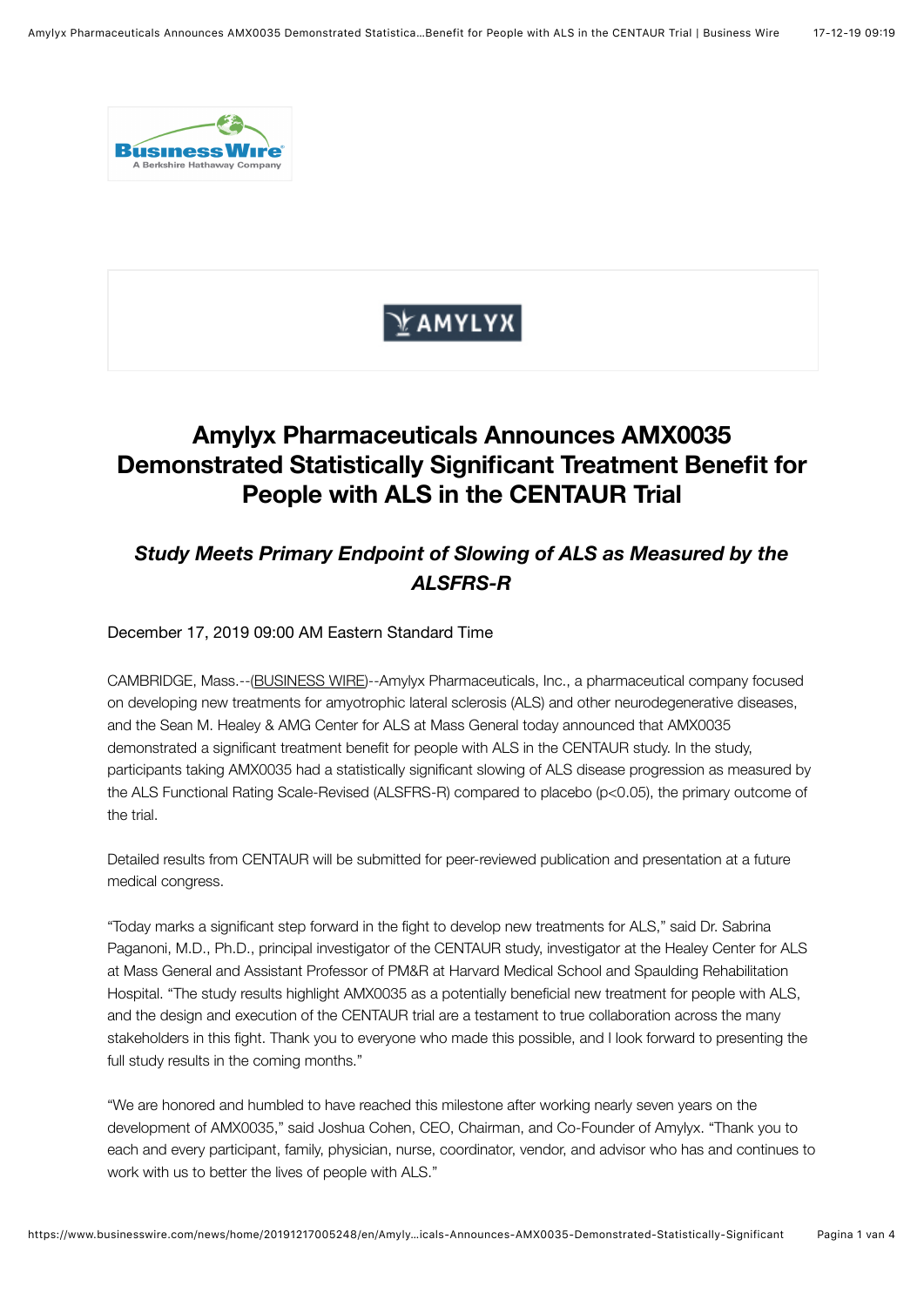# Amylyx Pharmaceuticals Announces AMX0035 Demonstrated Statistically Significant Treatment Benefit for People with ALS in the CENTAUR Trial

## *Study Meets Primary Endpoint of Slowing of ALS as Measured by the ALSFRS-R*

December 17, 2019 09:00 AM Eastern Standard Time

CAMBRIDGE, Mass.--(BUSINESS WIRE)--Amylyx Pharmaceuticals, Inc., a pharmaceutical company focused on developing new treatments for amyotrophic lateral sclerosis (ALS) and other neurodegenerative diseases, and the Sean M. Healey & AMG Center for ALS at Mass General today announced that AMX0035 demonstrated a significant treatment benefit for people with ALS in the CENTAUR study. In the study, participants taking AMX0035 had a statistically significant slowing of ALS disease progression as measured by the ALS Functional Rating Scale-Revised (ALSFRS-R) compared to placebo ($p<0.05$), the primary outcome of the trial.

Detailed results from CENTAUR will be submitted for peer-reviewed publication and presentation at a future medical congress.

"Today marks a significant step forward in the fight to develop new treatments for ALS," said Dr. Sabrina Paganoni, M.D., Ph.D., principal investigator of the CENTAUR study, investigator at the Healey Center for ALS at Mass General and Assistant Professor of PM&R at Harvard Medical School and Spaulding Rehabilitation Hospital. "The study results highlight AMX0035 as a potentially beneficial new treatment for people with ALS, and the design and execution of the CENTAUR trial are a testament to true collaboration across the many stakeholders in this fight. Thank you to everyone who made this possible, and I look forward to presenting the full study results in the coming months."

"We are honored and humbled to have reached this milestone after working nearly seven years on the development of AMX0035," said Joshua Cohen, CEO, Chairman, and Co-Founder of Amylyx. "Thank you to each and every participant, family, physician, nurse, coordinator, vendor, and advisor who has and continues to work with us to better the lives of people with ALS."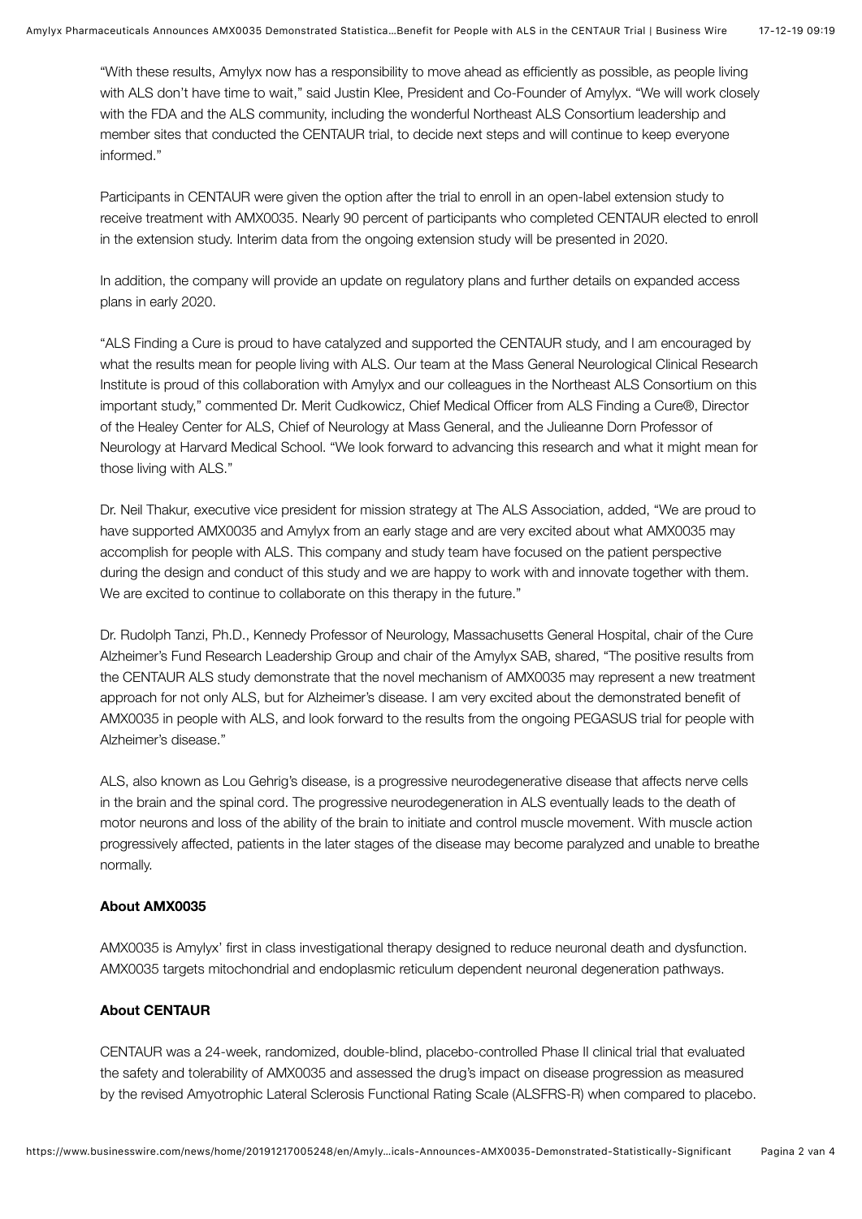"With these results, Amylyx now has a responsibility to move ahead as efficiently as possible, as people living with ALS don't have time to wait," said Justin Klee, President and Co-Founder of Amylyx. "We will work closely with the FDA and the ALS community, including the wonderful Northeast ALS Consortium leadership and member sites that conducted the CENTAUR trial, to decide next steps and will continue to keep everyone informed."

Participants in CENTAUR were given the option after the trial to enroll in an open-label extension study to receive treatment with AMX0035. Nearly 90 percent of participants who completed CENTAUR elected to enroll in the extension study. Interim data from the ongoing extension study will be presented in 2020.

In addition, the company will provide an update on regulatory plans and further details on expanded access plans in early 2020.

"ALS Finding a Cure is proud to have catalyzed and supported the CENTAUR study, and I am encouraged by what the results mean for people living with ALS. Our team at the Mass General Neurological Clinical Research Institute is proud of this collaboration with Amylyx and our colleagues in the Northeast ALS Consortium on this important study," commented Dr. Merit Cudkowicz, Chief Medical Officer from ALS Finding a Cure®, Director of the Healey Center for ALS, Chief of Neurology at Mass General, and the Julieanne Dorn Professor of Neurology at Harvard Medical School. "We look forward to advancing this research and what it might mean for those living with ALS."

Dr. Neil Thakur, executive vice president for mission strategy at The ALS Association, added, "We are proud to have supported AMX0035 and Amylyx from an early stage and are very excited about what AMX0035 may accomplish for people with ALS. This company and study team have focused on the patient perspective during the design and conduct of this study and we are happy to work with and innovate together with them. We are excited to continue to collaborate on this therapy in the future."

Dr. Rudolph Tanzi, Ph.D., Kennedy Professor of Neurology, Massachusetts General Hospital, chair of the Cure Alzheimer's Fund Research Leadership Group and chair of the Amylyx SAB, shared, "The positive results from the CENTAUR ALS study demonstrate that the novel mechanism of AMX0035 may represent a new treatment approach for not only ALS, but for Alzheimer's disease. I am very excited about the demonstrated benefit of AMX0035 in people with ALS, and look forward to the results from the ongoing PEGASUS trial for people with Alzheimer's disease."

ALS, also known as Lou Gehrig's disease, is a progressive neurodegenerative disease that affects nerve cells in the brain and the spinal cord. The progressive neurodegeneration in ALS eventually leads to the death of motor neurons and loss of the ability of the brain to initiate and control muscle movement. With muscle action progressively affected, patients in the later stages of the disease may become paralyzed and unable to breathe normally.

**About AMX0035**

AMX0035 is Amylyx' first in class investigational therapy designed to reduce neuronal death and dysfunction. AMX0035 targets mitochondrial and endoplasmic reticulum dependent neuronal degeneration pathways.

**About CENTAUR**

CENTAUR was a 24-week, randomized, double-blind, placebo-controlled Phase II clinical trial that evaluated the safety and tolerability of AMX0035 and assessed the drug's impact on disease progression as measured by the revised Amyotrophic Lateral Sclerosis Functional Rating Scale (ALSFRS-R) when compared to placebo.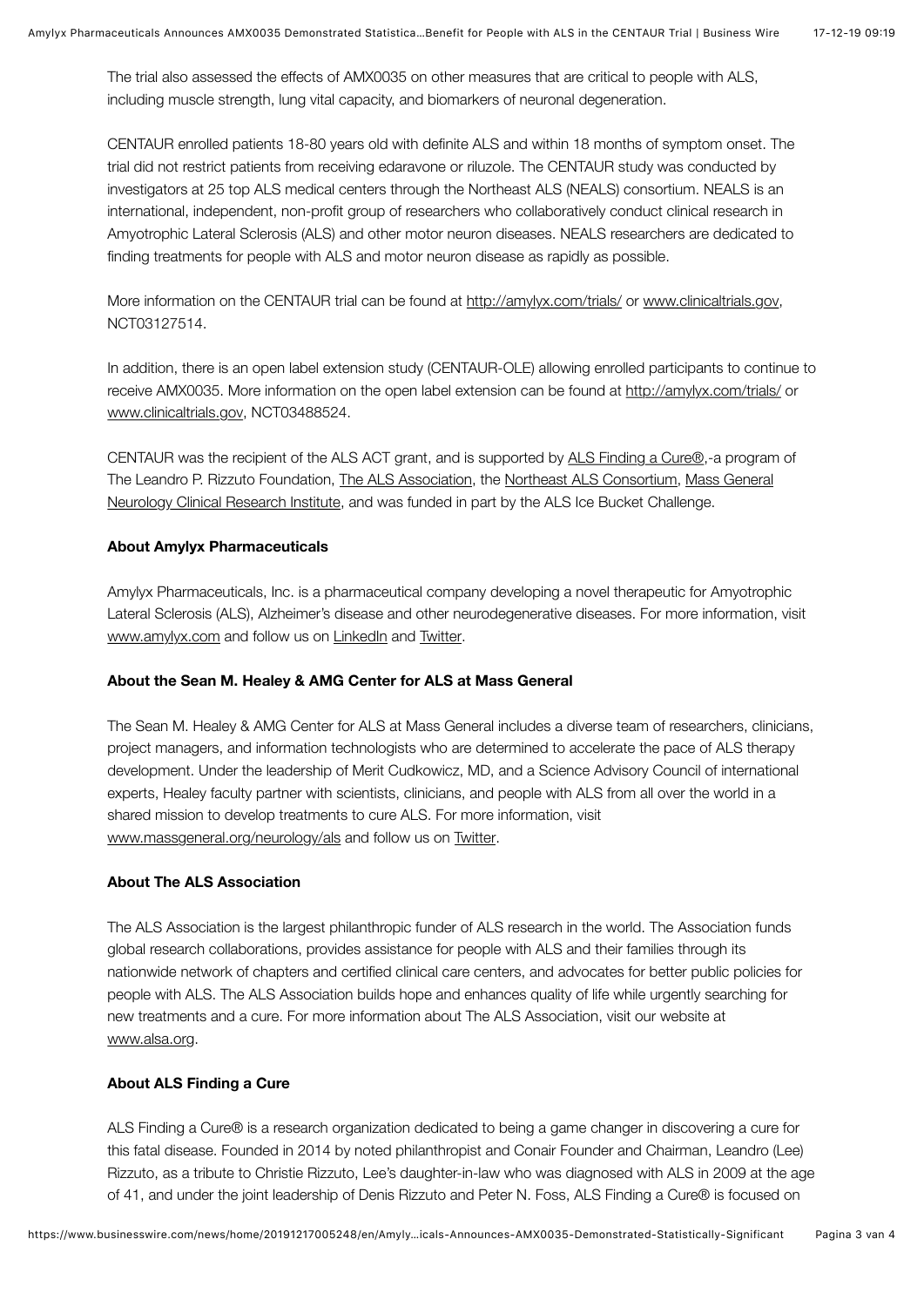The trial also assessed the effects of AMX0035 on other measures that are critical to people with ALS, including muscle strength, lung vital capacity, and biomarkers of neuronal degeneration.

CENTAUR enrolled patients 18-80 years old with definite ALS and within 18 months of symptom onset. The trial did not restrict patients from receiving edaravone or riluzole. The CENTAUR study was conducted by investigators at 25 top ALS medical centers through the Northeast ALS (NEALS) consortium. NEALS is an international, independent, non-profit group of researchers who collaboratively conduct clinical research in Amyotrophic Lateral Sclerosis (ALS) and other motor neuron diseases. NEALS researchers are dedicated to finding treatments for people with ALS and motor neuron disease as rapidly as possible.

More information on the CENTAUR trial can be found at http://amylyx.com/trials/ or www.clinicaltrials.gov, NCT03127514.

In addition, there is an open label extension study (CENTAUR-OLE) allowing enrolled participants to continue to receive AMX0035. More information on the open label extension can be found at http://amylyx.com/trials/ or www.clinicaltrials.gov, NCT03488524.

CENTAUR was the recipient of the ALS ACT grant, and is supported by ALS Finding a Cure®,-a program of The Leandro P. Rizzuto Foundation, The ALS Association, the Northeast ALS Consortium, Mass General Neurology Clinical Research Institute, and was funded in part by the ALS Ice Bucket Challenge.

**About Amylyx Pharmaceuticals**

Amylyx Pharmaceuticals, Inc. is a pharmaceutical company developing a novel therapeutic for Amyotrophic Lateral Sclerosis (ALS), Alzheimer's disease and other neurodegenerative diseases. For more information, visit www.amylyx.com and follow us on LinkedIn and Twitter.

**About the Sean M. Healey & AMG Center for ALS at Mass General**

The Sean M. Healey & AMG Center for ALS at Mass General includes a diverse team of researchers, clinicians, project managers, and information technologists who are determined to accelerate the pace of ALS therapy development. Under the leadership of Merit Cudkowicz, MD, and a Science Advisory Council of international experts, Healey faculty partner with scientists, clinicians, and people with ALS from all over the world in a shared mission to develop treatments to cure ALS. For more information, visit www.massgeneral.org/neurology/als and follow us on Twitter.

**About The ALS Association**

The ALS Association is the largest philanthropic funder of ALS research in the world. The Association funds global research collaborations, provides assistance for people with ALS and their families through its nationwide network of chapters and certified clinical care centers, and advocates for better public policies for people with ALS. The ALS Association builds hope and enhances quality of life while urgently searching for new treatments and a cure. For more information about The ALS Association, visit our website at www.alsa.org.

**About ALS Finding a Cure**

ALS Finding a Cure® is a research organization dedicated to being a game changer in discovering a cure for this fatal disease. Founded in 2014 by noted philanthropist and Conair Founder and Chairman, Leandro (Lee) Rizzuto, as a tribute to Christie Rizzuto, Lee's daughter-in-law who was diagnosed with ALS in 2009 at the age of 41, and under the joint leadership of Denis Rizzuto and Peter N. Foss, ALS Finding a Cure® is focused on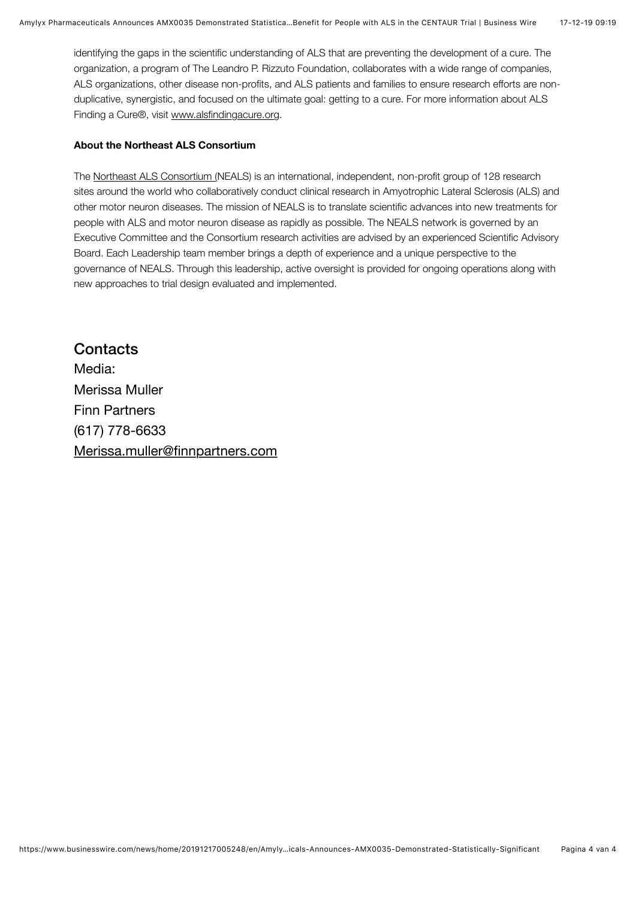identifying the gaps in the scientific understanding of ALS that are preventing the development of a cure. The organization, a program of The Leandro P. Rizzuto Foundation, collaborates with a wide range of companies, ALS organizations, other disease non-profits, and ALS patients and families to ensure research efforts are non-duplicative, synergistic, and focused on the ultimate goal: getting to a cure. For more information about ALS Finding a Cure®, visit www.alsfindingacure.org.

**About the Northeast ALS Consortium**

The Northeast ALS Consortium (NEALS) is an international, independent, non-profit group of 128 research sites around the world who collaboratively conduct clinical research in Amyotrophic Lateral Sclerosis (ALS) and other motor neuron diseases. The mission of NEALS is to translate scientific advances into new treatments for people with ALS and motor neuron disease as rapidly as possible. The NEALS network is governed by an Executive Committee and the Consortium research activities are advised by an experienced Scientific Advisory Board. Each Leadership team member brings a depth of experience and a unique perspective to the governance of NEALS. Through this leadership, active oversight is provided for ongoing operations along with new approaches to trial design evaluated and implemented.

## Contacts

Media:
Merissa Muller
Finn Partners
(617) 778-6633
Merissa.muller@finnpartners.com